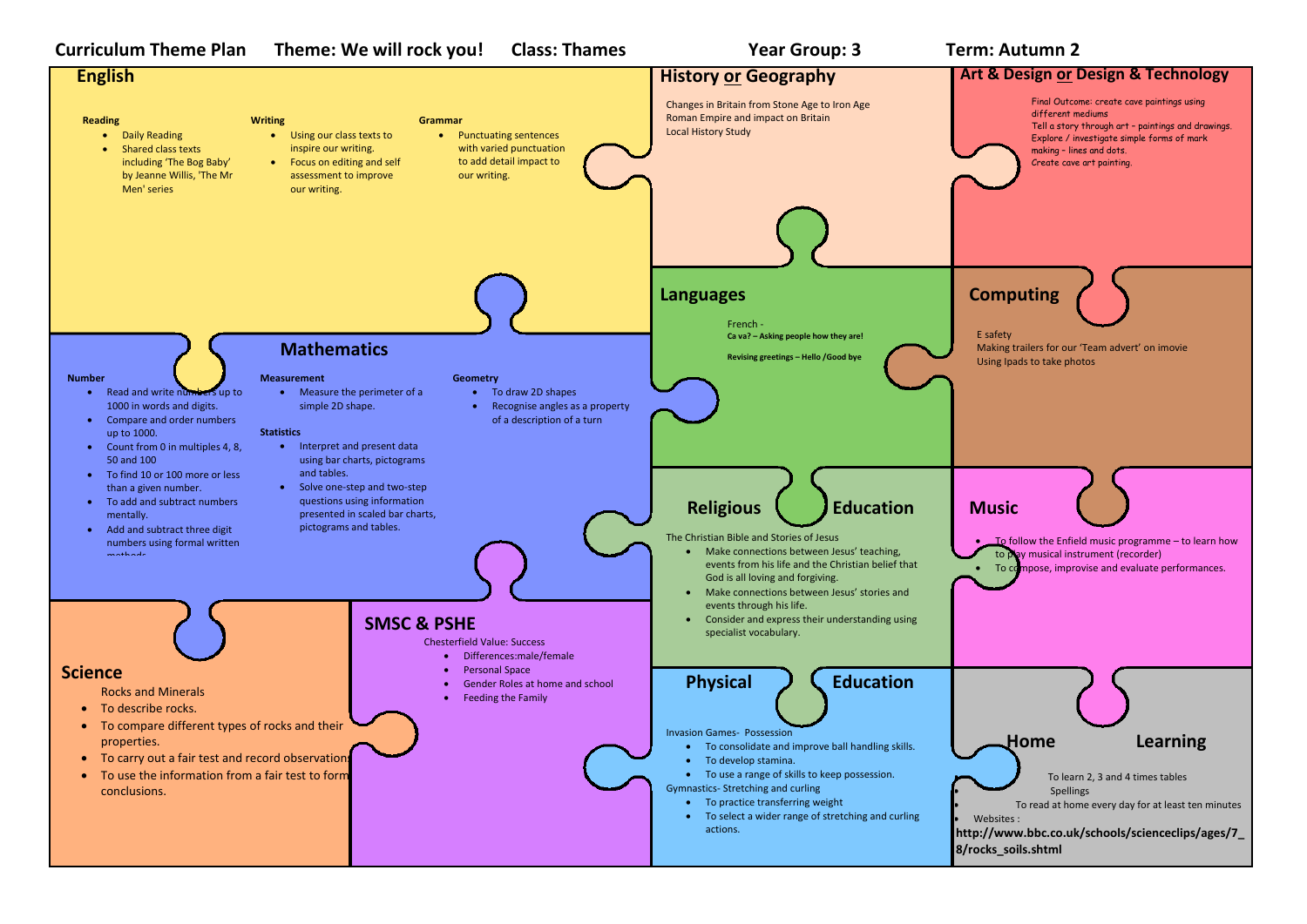# Curriculum Theme Plan

**Theme: We will rock you!** | **Class: Thames** | **Year Group: 3** | **Term: Autumn 2**

## English

**Reading**
- Daily Reading
- Shared class texts including 'The Bog Baby' by Jeanne Willis, 'The Mr Men' series

**Writing**
- Using our class texts to inspire our writing.
- Focus on editing and self assessment to improve our writing.

**Grammar**
- Punctuating sentences with varied punctuation to add detail impact to our writing.

## History or Geography

Changes in Britain from Stone Age to Iron Age
Roman Empire and impact on Britain
Local History Study

## Art & Design or Design & Technology

Final Outcome: create cave paintings using different mediums
Tell a story through art – paintings and drawings.
Explore / investigate simple forms of mark making – lines and dots.
Create cave art painting.

## Languages

French -
**Ca va? – Asking people how they are!**

**Revising greetings – Hello /Good bye**

## Computing

E safety
Making trailers for our 'Team advert' on imovie
Using Ipads to take photos

## Mathematics

**Number**
- Read and write numbers up to 1000 in words and digits.
- Compare and order numbers up to 1000.
- Count from 0 in multiples 4, 8, 50 and 100
- To find 10 or 100 more or less than a given number.
- To add and subtract numbers mentally.
- Add and subtract three digit numbers using formal written methods

**Measurement**
- Measure the perimeter of a simple 2D shape.

**Statistics**
- Interpret and present data using bar charts, pictograms and tables.
- Solve one-step and two-step questions using information presented in scaled bar charts, pictograms and tables.

**Geometry**
- To draw 2D shapes
- Recognise angles as a property of a description of a turn

## Religious Education

The Christian Bible and Stories of Jesus
- Make connections between Jesus' teaching, events from his life and the Christian belief that God is all loving and forgiving.
- Make connections between Jesus' stories and events through his life.
- Consider and express their understanding using specialist vocabulary.

## Music

- To follow the Enfield music programme – to learn how to play musical instrument (recorder)
- To compose, improvise and evaluate performances.

## Science

Rocks and Minerals
- To describe rocks.
- To compare different types of rocks and their properties.
- To carry out a fair test and record observations
- To use the information from a fair test to form conclusions.

## SMSC & PSHE

Chesterfield Value: Success
- Differences:male/female
- Personal Space
- Gender Roles at home and school
- Feeding the Family

## Physical Education

Invasion Games- Possession
- To consolidate and improve ball handling skills.
- To develop stamina.
- To use a range of skills to keep possession.

Gymnastics- Stretching and curling
- To practice transferring weight
- To select a wider range of stretching and curling actions.

## Home Learning

- To learn 2, 3 and 4 times tables
- Spellings
- To read at home every day for at least ten minutes
- Websites :

**http://www.bbc.co.uk/schools/scienceclips/ages/7_8/rocks_soils.shtml**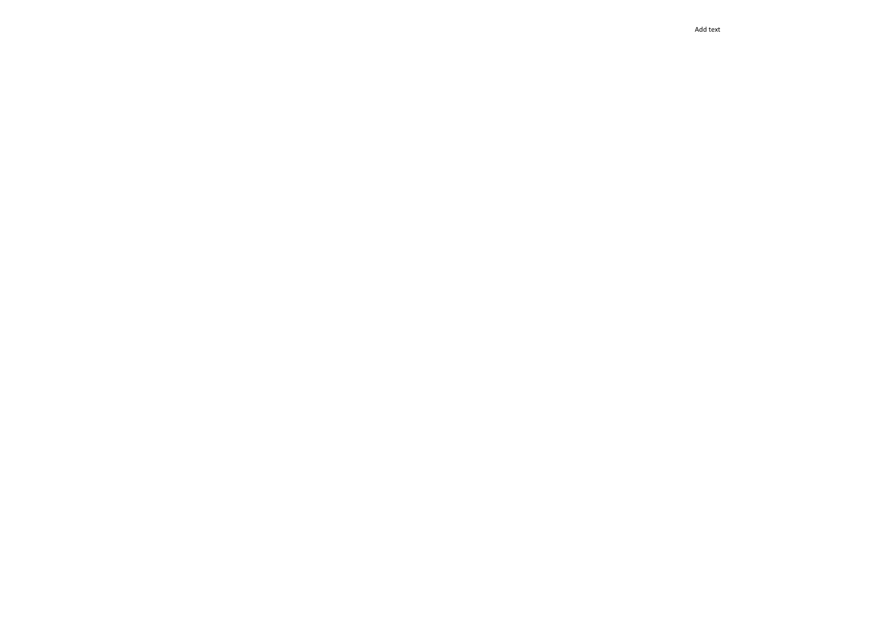Add text